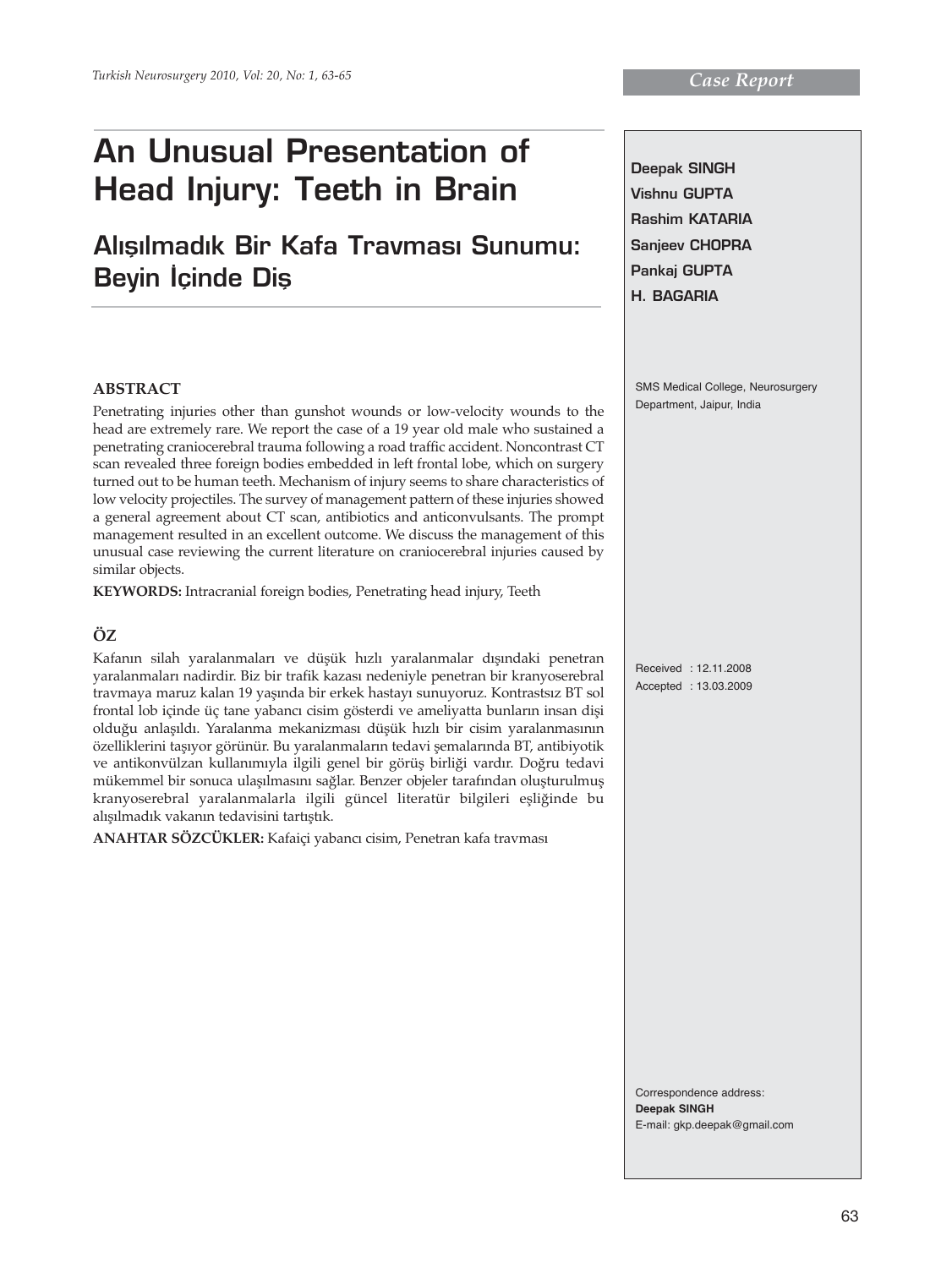Case Report

# An Unusual Presentation of Head Injury: Teeth in Brain

## Alışılmadık Bir Kafa Travması Sunumu: Beyin İçinde Diş

**Deepak SINGH**
**Vishnu GUPTA**
**Rashim KATARIA**
**Sanjeev CHOPRA**
**Pankaj GUPTA**
**H. BAGARIA**

SMS Medical College, Neurosurgery Department, Jaipur, India

### ABSTRACT

Penetrating injuries other than gunshot wounds or low-velocity wounds to the head are extremely rare. We report the case of a 19 year old male who sustained a penetrating craniocerebral trauma following a road traffic accident. Noncontrast CT scan revealed three foreign bodies embedded in left frontal lobe, which on surgery turned out to be human teeth. Mechanism of injury seems to share characteristics of low velocity projectiles. The survey of management pattern of these injuries showed a general agreement about CT scan, antibiotics and anticonvulsants. The prompt management resulted in an excellent outcome. We discuss the management of this unusual case reviewing the current literature on craniocerebral injuries caused by similar objects.

**KEYWORDS:** Intracranial foreign bodies, Penetrating head injury, Teeth

### ÖZ

Kafanın silah yaralanmaları ve düşük hızlı yaralanmalar dışındaki penetran yaralanmaları nadirdir. Biz bir trafik kazası nedeniyle penetran bir kranyoserebral travmaya maruz kalan 19 yaşında bir erkek hastayı sunuyoruz. Kontrastsız BT sol frontal lob içinde üç tane yabancı cisim gösterdi ve ameliyatta bunların insan dişi olduğu anlaşıldı. Yaralanma mekanizması düşük hızlı bir cisim yaralanmasının özelliklerini taşıyor görünür. Bu yaralanmaların tedavi şemalarında BT, antibiyotik ve antikonvülzan kullanımıyla ilgili genel bir görüş birliği vardır. Doğru tedavi mükemmel bir sonuca ulaşılmasını sağlar. Benzer objeler tarafından oluşturulmuş kranyoserebral yaralanmalarla ilgili güncel literatür bilgileri eşliğinde bu alışılmadık vakanın tedavisini tartıştık.

**ANAHTAR SÖZCÜKLER:** Kafaiçi yabancı cisim, Penetran kafa travması

Received : 12.11.2008
Accepted : 13.03.2009

Correspondence address:
**Deepak SINGH**
E-mail: gkp.deepak@gmail.com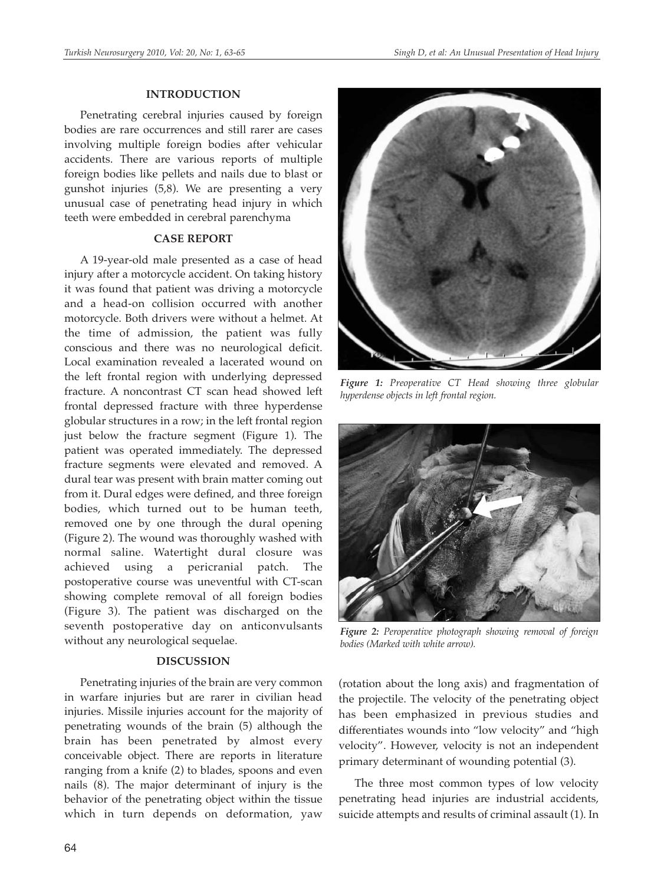## INTRODUCTION

Penetrating cerebral injuries caused by foreign bodies are rare occurrences and still rarer are cases involving multiple foreign bodies after vehicular accidents. There are various reports of multiple foreign bodies like pellets and nails due to blast or gunshot injuries (5,8). We are presenting a very unusual case of penetrating head injury in which teeth were embedded in cerebral parenchyma

## CASE REPORT

A 19-year-old male presented as a case of head injury after a motorcycle accident. On taking history it was found that patient was driving a motorcycle and a head-on collision occurred with another motorcycle. Both drivers were without a helmet. At the time of admission, the patient was fully conscious and there was no neurological deficit. Local examination revealed a lacerated wound on the left frontal region with underlying depressed fracture. A noncontrast CT scan head showed left frontal depressed fracture with three hyperdense globular structures in a row; in the left frontal region just below the fracture segment (Figure 1). The patient was operated immediately. The depressed fracture segments were elevated and removed. A dural tear was present with brain matter coming out from it. Dural edges were defined, and three foreign bodies, which turned out to be human teeth, removed one by one through the dural opening (Figure 2). The wound was thoroughly washed with normal saline. Watertight dural closure was achieved using a pericranial patch. The postoperative course was uneventful with CT-scan showing complete removal of all foreign bodies (Figure 3). The patient was discharged on the seventh postoperative day on anticonvulsants without any neurological sequelae.

*Figure 1: Preoperative CT Head showing three globular hyperdense objects in left frontal region.*

*Figure 2: Peroperative photograph showing removal of foreign bodies (Marked with white arrow).*

## DISCUSSION

Penetrating injuries of the brain are very common in warfare injuries but are rarer in civilian head injuries. Missile injuries account for the majority of penetrating wounds of the brain (5) although the brain has been penetrated by almost every conceivable object. There are reports in literature ranging from a knife (2) to blades, spoons and even nails (8). The major determinant of injury is the behavior of the penetrating object within the tissue which in turn depends on deformation, yaw (rotation about the long axis) and fragmentation of the projectile. The velocity of the penetrating object has been emphasized in previous studies and differentiates wounds into "low velocity" and "high velocity". However, velocity is not an independent primary determinant of wounding potential (3).

The three most common types of low velocity penetrating head injuries are industrial accidents, suicide attempts and results of criminal assault (1). In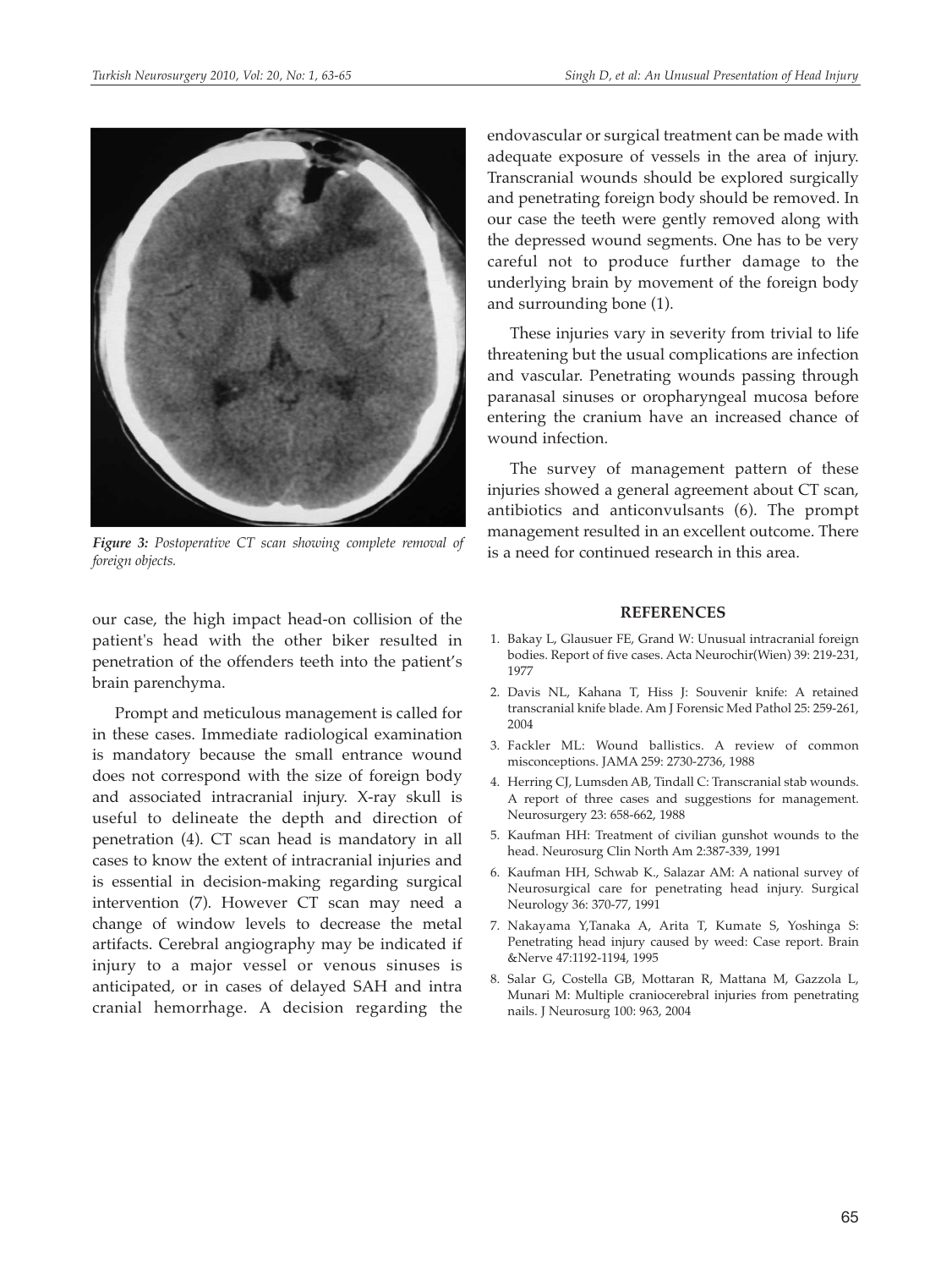Figure 3: Postoperative CT scan showing complete removal of foreign objects.

our case, the high impact head-on collision of the patient's head with the other biker resulted in penetration of the offenders teeth into the patient's brain parenchyma.

Prompt and meticulous management is called for in these cases. Immediate radiological examination is mandatory because the small entrance wound does not correspond with the size of foreign body and associated intracranial injury. X-ray skull is useful to delineate the depth and direction of penetration (4). CT scan head is mandatory in all cases to know the extent of intracranial injuries and is essential in decision-making regarding surgical intervention (7). However CT scan may need a change of window levels to decrease the metal artifacts. Cerebral angiography may be indicated if injury to a major vessel or venous sinuses is anticipated, or in cases of delayed SAH and intra cranial hemorrhage. A decision regarding the endovascular or surgical treatment can be made with adequate exposure of vessels in the area of injury. Transcranial wounds should be explored surgically and penetrating foreign body should be removed. In our case the teeth were gently removed along with the depressed wound segments. One has to be very careful not to produce further damage to the underlying brain by movement of the foreign body and surrounding bone (1).

These injuries vary in severity from trivial to life threatening but the usual complications are infection and vascular. Penetrating wounds passing through paranasal sinuses or oropharyngeal mucosa before entering the cranium have an increased chance of wound infection.

The survey of management pattern of these injuries showed a general agreement about CT scan, antibiotics and anticonvulsants (6). The prompt management resulted in an excellent outcome. There is a need for continued research in this area.

## REFERENCES

1. Bakay L, Glausuer FE, Grand W: Unusual intracranial foreign bodies. Report of five cases. Acta Neurochir(Wien) 39: 219-231, 1977
2. Davis NL, Kahana T, Hiss J: Souvenir knife: A retained transcranial knife blade. Am J Forensic Med Pathol 25: 259-261, 2004
3. Fackler ML: Wound ballistics. A review of common misconceptions. JAMA 259: 2730-2736, 1988
4. Herring CJ, Lumsden AB, Tindall C: Transcranial stab wounds. A report of three cases and suggestions for management. Neurosurgery 23: 658-662, 1988
5. Kaufman HH: Treatment of civilian gunshot wounds to the head. Neurosurg Clin North Am 2:387-339, 1991
6. Kaufman HH, Schwab K., Salazar AM: A national survey of Neurosurgical care for penetrating head injury. Surgical Neurology 36: 370-77, 1991
7. Nakayama Y,Tanaka A, Arita T, Kumate S, Yoshinga S: Penetrating head injury caused by weed: Case report. Brain &Nerve 47:1192-1194, 1995
8. Salar G, Costella GB, Mottaran R, Mattana M, Gazzola L, Munari M: Multiple craniocerebral injuries from penetrating nails. J Neurosurg 100: 963, 2004